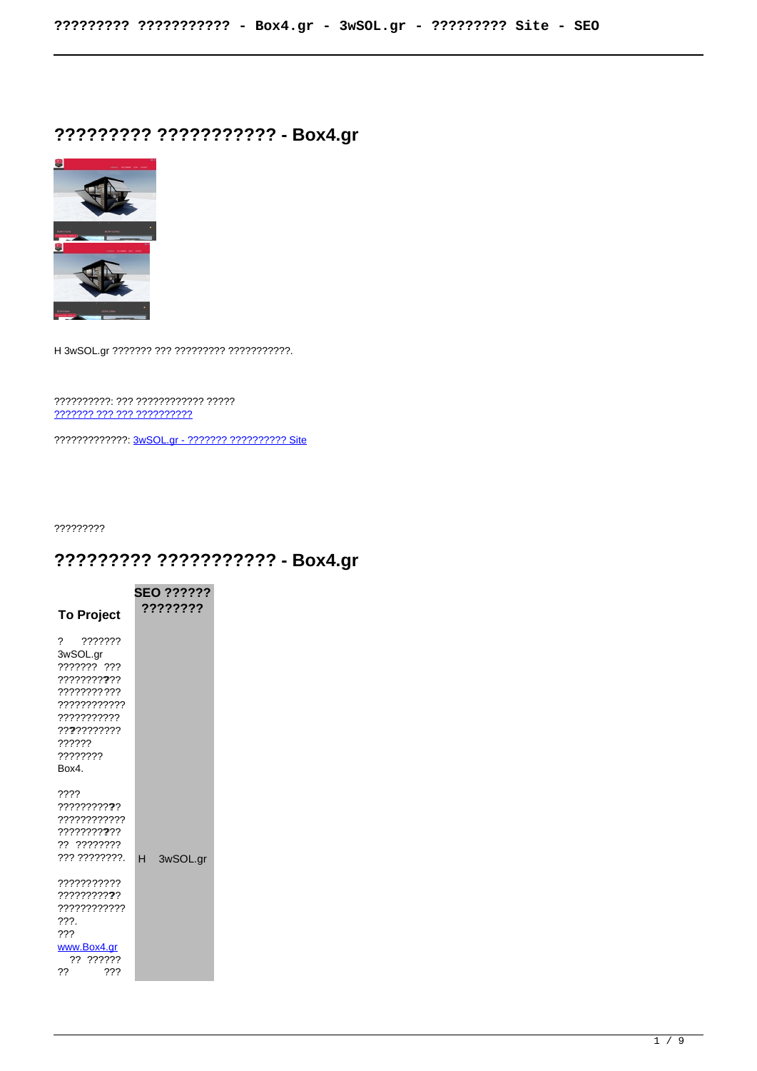# ????????? ??????????? - Box4.gr

H 3wSOL.gr ??????? ??? ????????? ???????????.

??????????: ??? ???????????? ?????
[??????? ??? ??? ??????????]()

?????????????: [3wSOL.gr - ??????? ?????????? Site]()

?????????

# ????????? ??????????? - Box4.gr

| To Project | SEO ?????? ???????? |
|---|---|
| ? ??????? 3wSOL.gr ??????? ??? ????????? ??????????? ???????????? ??????????? ?????????? ?????? ???????? Box4.<br><br>???? ?????????? ???????????? ?????????? ?? ???????? ??? ????????.<br><br>??????????? ?????????? ???????????? ???. ??? [www.Box4.gr]() ?? ?????? ?? ??? | H 3wSOL.gr |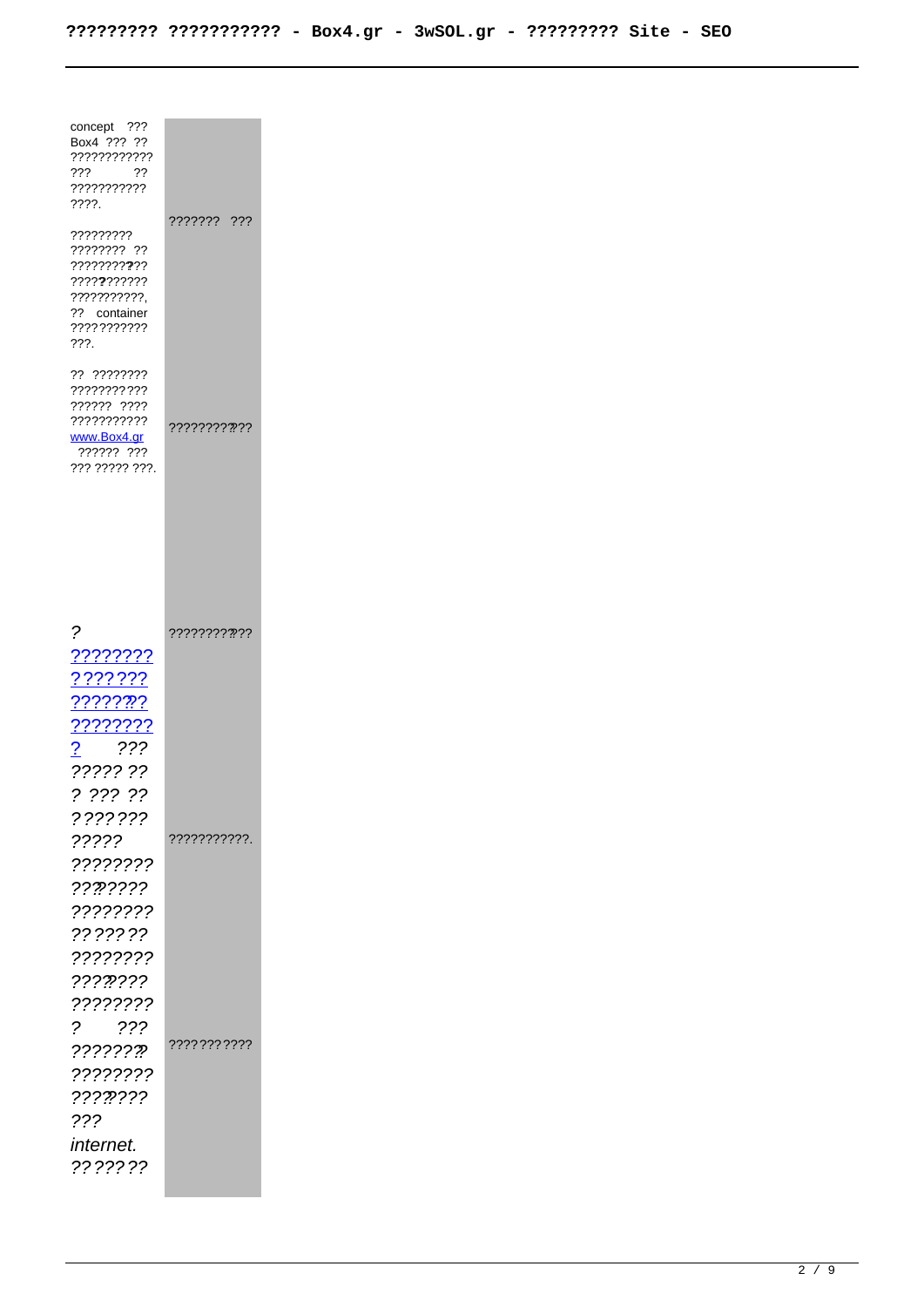concept ??? Box4 ??? ?? ???????????? ??? ?? ??????????? ????.

????????? ???????? ?? ????????? ??? ???? ??????? ???????????, ?? container ??????????? ???.

?? ???????? ??????????? ?????? ???? ??????????? [www.Box4.gr](http://www.Box4.gr) ?????? ??? ??? ????? ???.

??????? ???

????????? ???

*?* [*????????*](#) [*???????*](#) [*????????*](#) [*????????*](#) [*?*](#) *??? ????? ?? ? ??? ?? ??????? ????? ???????? ???????? ???????? ??????? ???????? ???????? ???????? ? ??? ???????? ???????? ???????? ??? internet. ???????*

?????????????

???????????.

???????????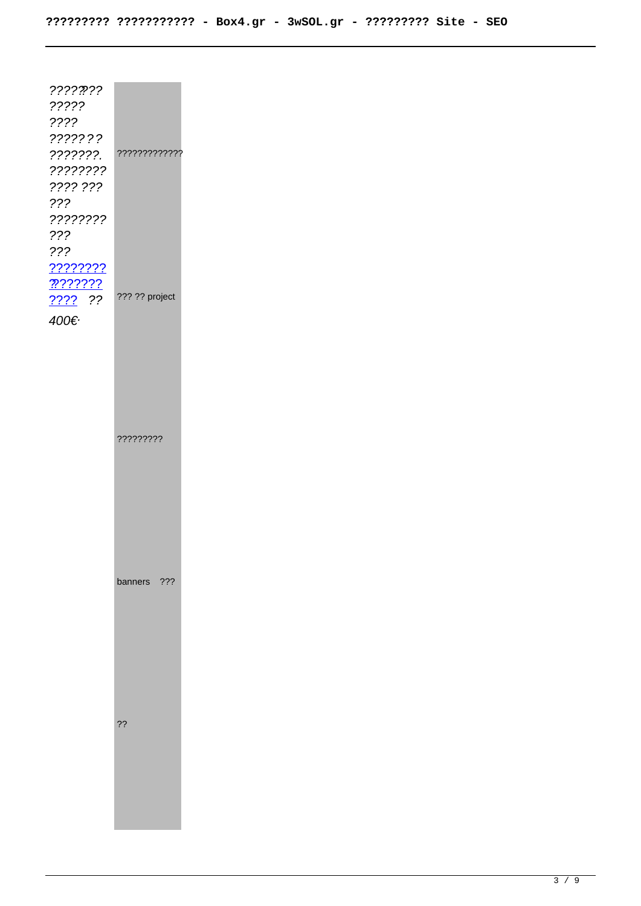| ?????????? ????? ???? ??????? ???????. ???????? ???? ??? ??? ???????? ??? ??? ???????? ???????? ????  ?? 400€· | ????????????? |
|---|---|
| | ??? ?? project |
| | ????????? |
| | banners ??? |
| | ?? |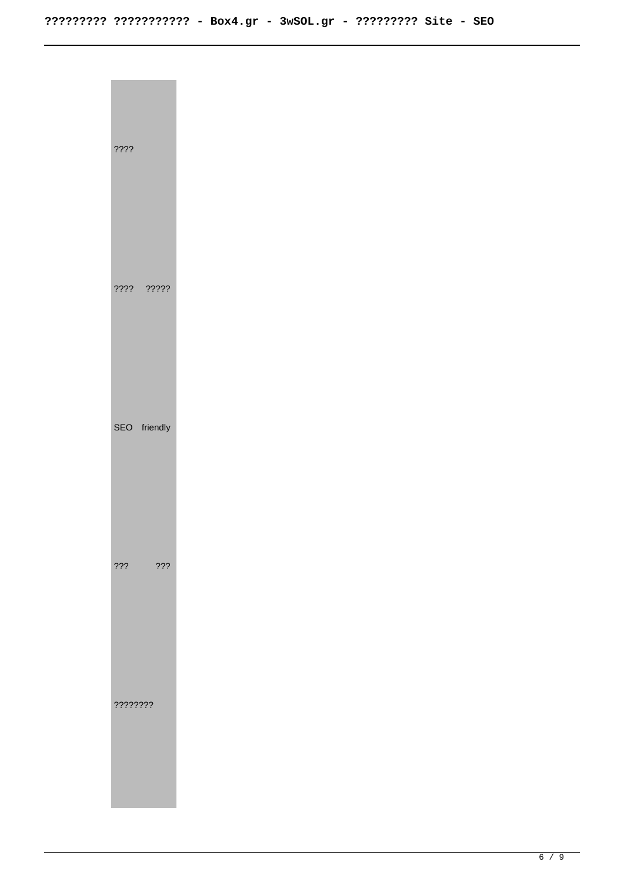????

????　?????

SEO　friendly

???　　　???

????????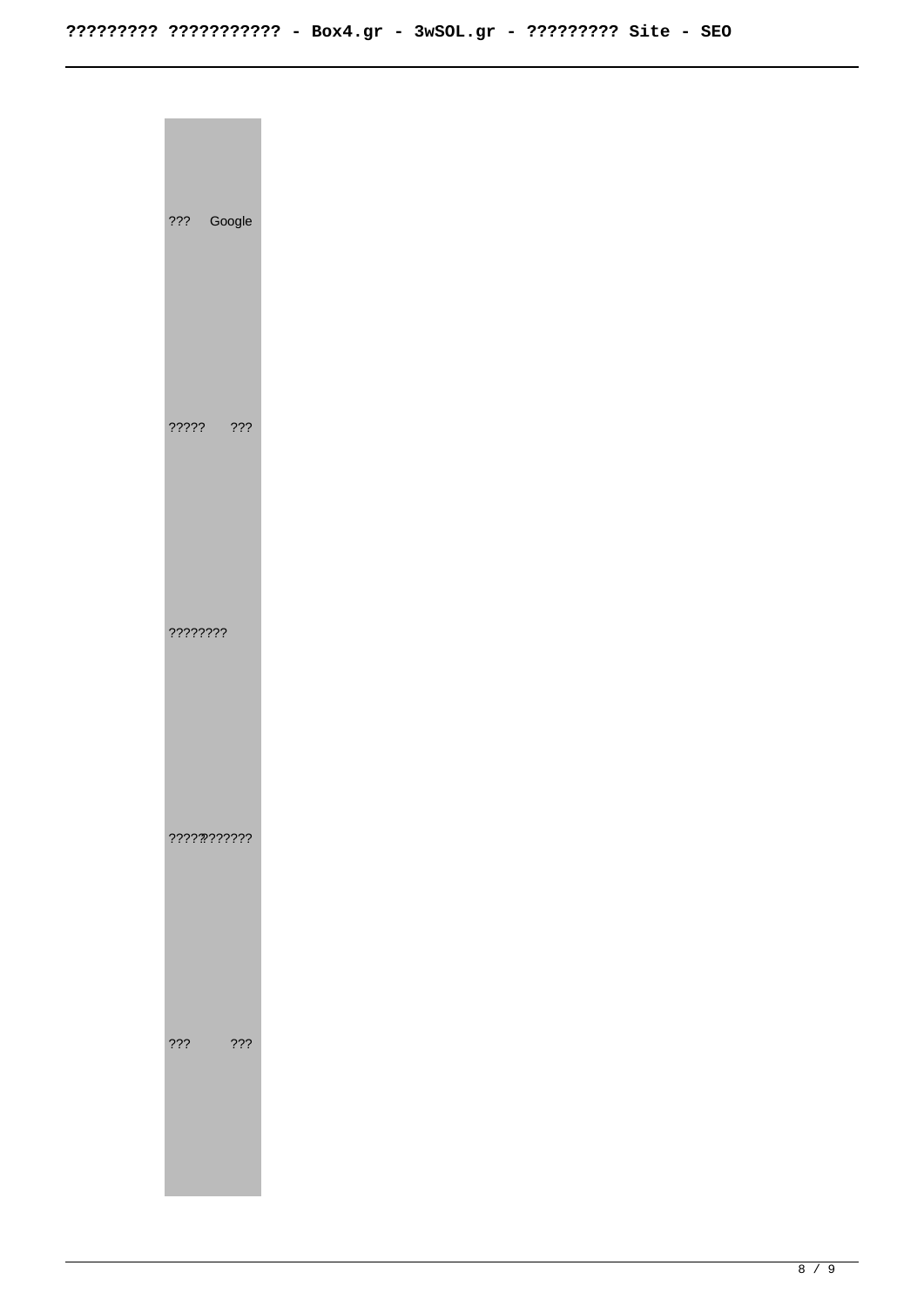??? Google

????? ???

????????

???????????

??? ???